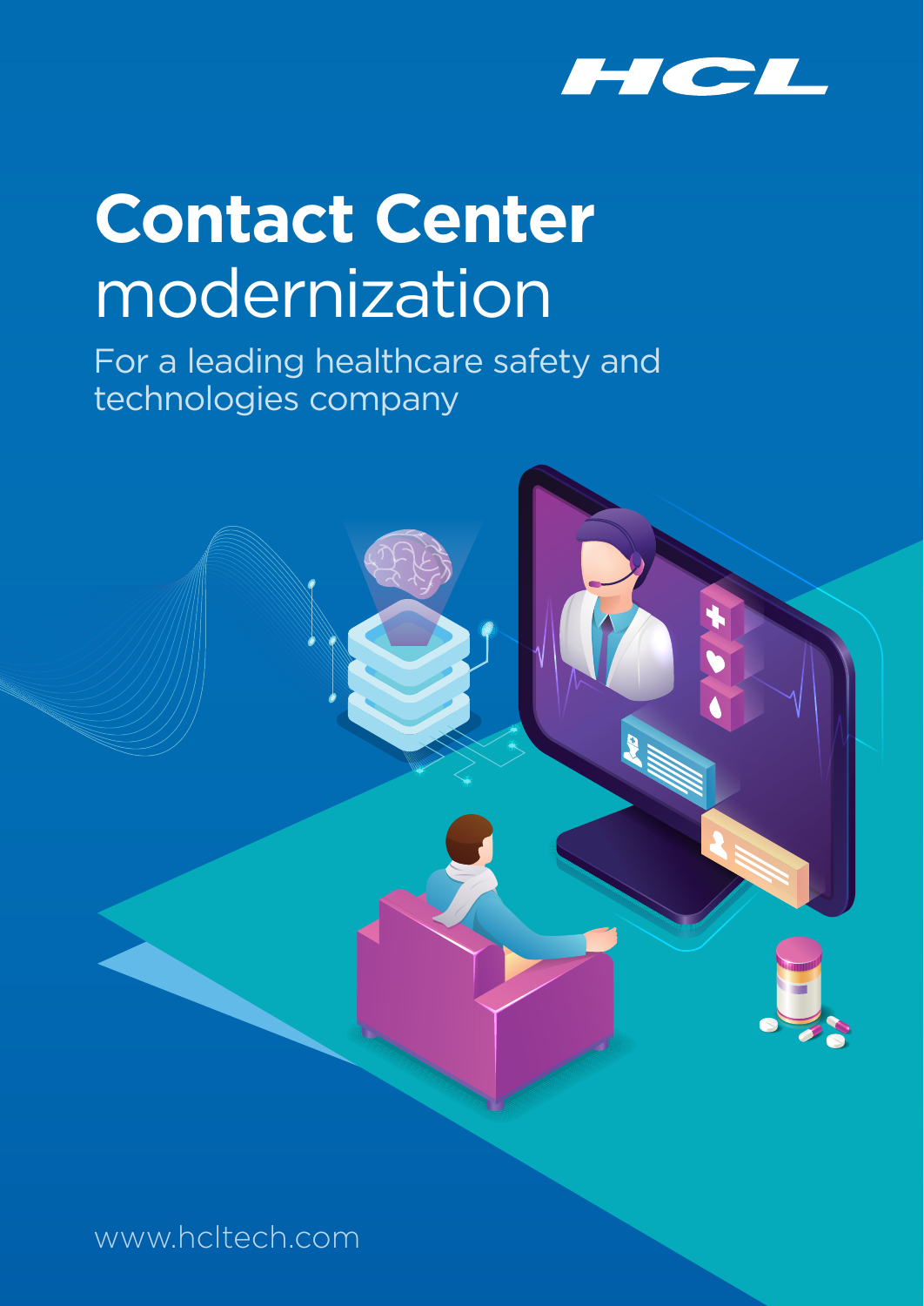HCL

# Contact Center modernization

For a leading healthcare safety and technologies company

www.hcltech.com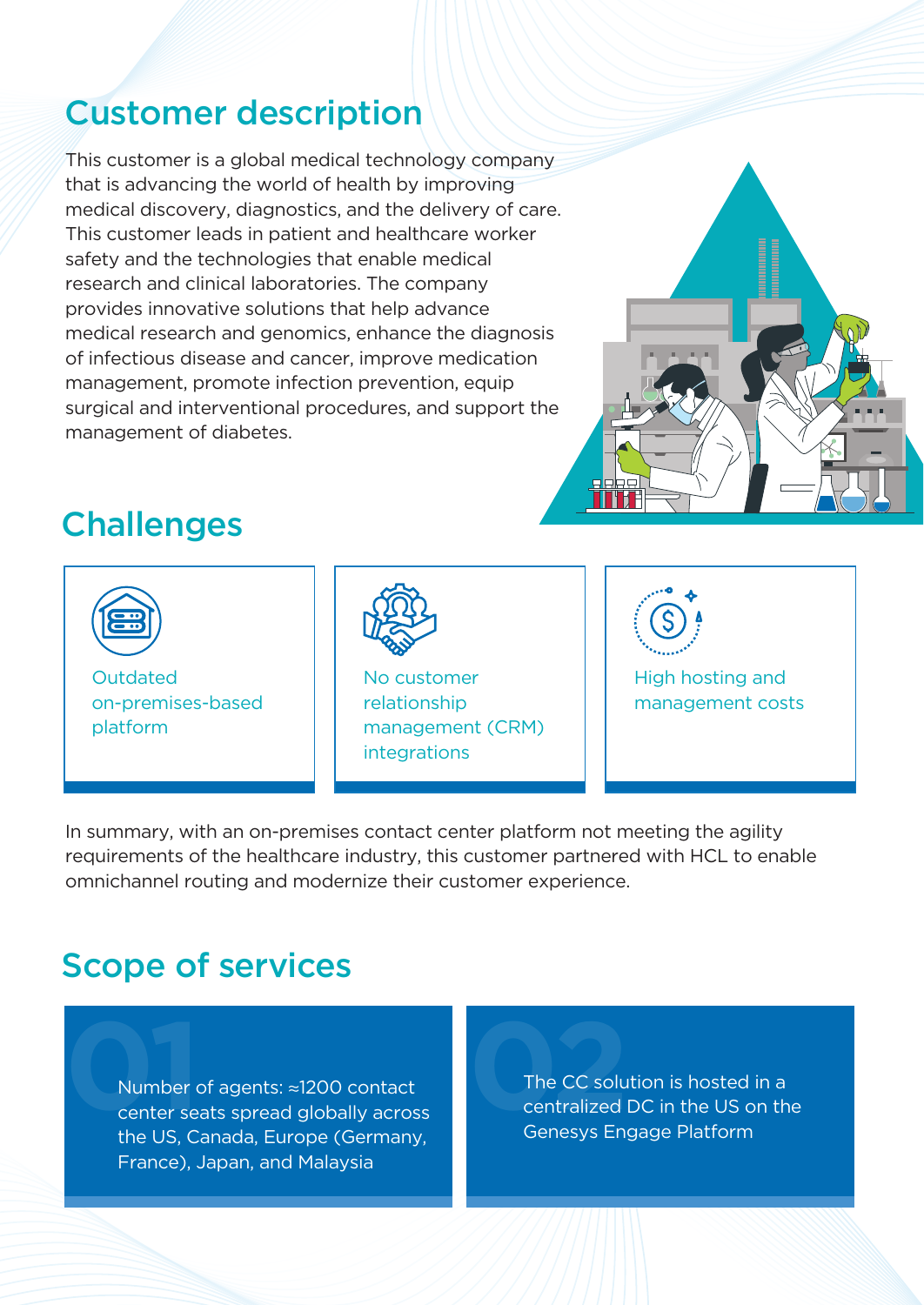## Customer description

This customer is a global medical technology company that is advancing the world of health by improving medical discovery, diagnostics, and the delivery of care. This customer leads in patient and healthcare worker safety and the technologies that enable medical research and clinical laboratories. The company provides innovative solutions that help advance medical research and genomics, enhance the diagnosis of infectious disease and cancer, improve medication management, promote infection prevention, equip surgical and interventional procedures, and support the management of diabetes.

## Challenges

- Outdated on-premises-based platform
- No customer relationship management (CRM) integrations
- High hosting and management costs

In summary, with an on-premises contact center platform not meeting the agility requirements of the healthcare industry, this customer partnered with HCL to enable omnichannel routing and modernize their customer experience.

## Scope of services

01 Number of agents: ≈1200 contact center seats spread globally across the US, Canada, Europe (Germany, France), Japan, and Malaysia

02 The CC solution is hosted in a centralized DC in the US on the Genesys Engage Platform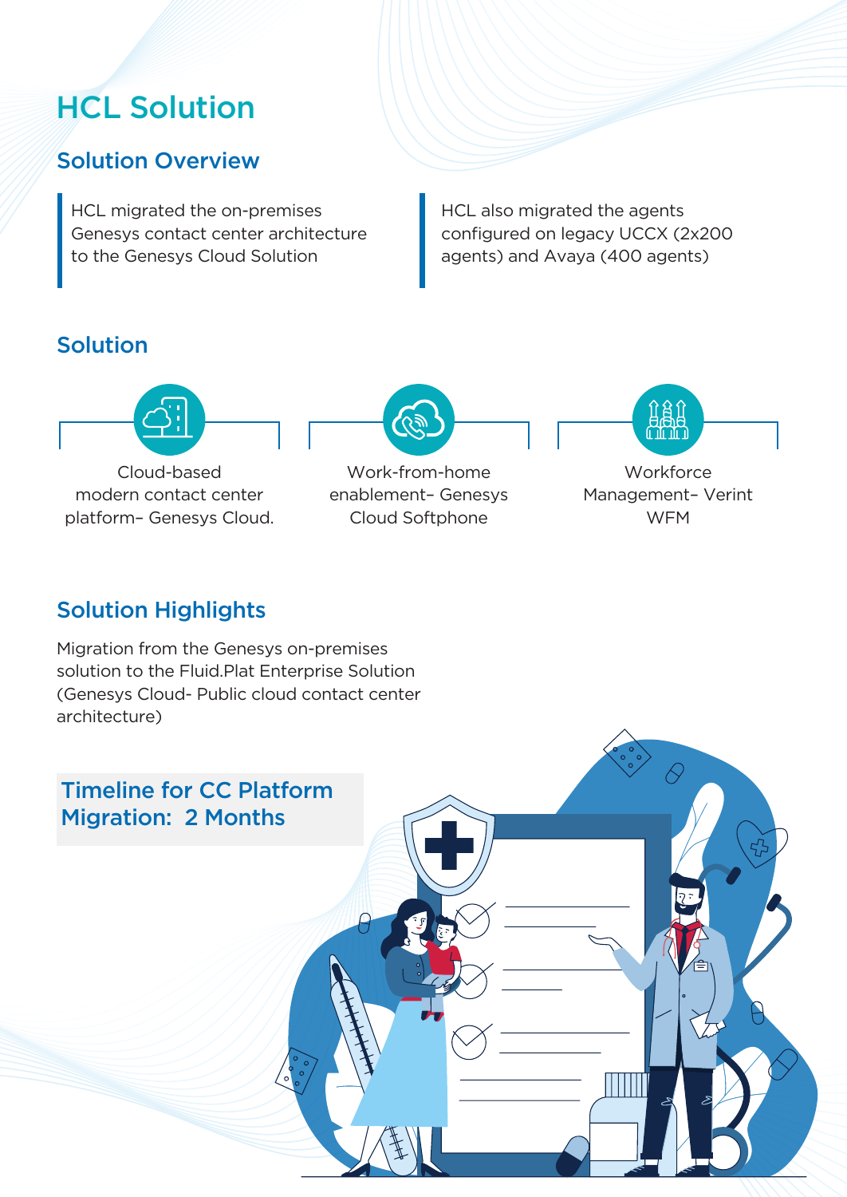# HCL Solution

## Solution Overview

HCL migrated the on-premises Genesys contact center architecture to the Genesys Cloud Solution

HCL also migrated the agents configured on legacy UCCX (2x200 agents) and Avaya (400 agents)

## Solution

- Cloud-based modern contact center platform– Genesys Cloud.
- Work-from-home enablement– Genesys Cloud Softphone
- Workforce Management– Verint WFM

## Solution Highlights

Migration from the Genesys on-premises solution to the Fluid.Plat Enterprise Solution (Genesys Cloud- Public cloud contact center architecture)

**Timeline for CC Platform Migration: 2 Months**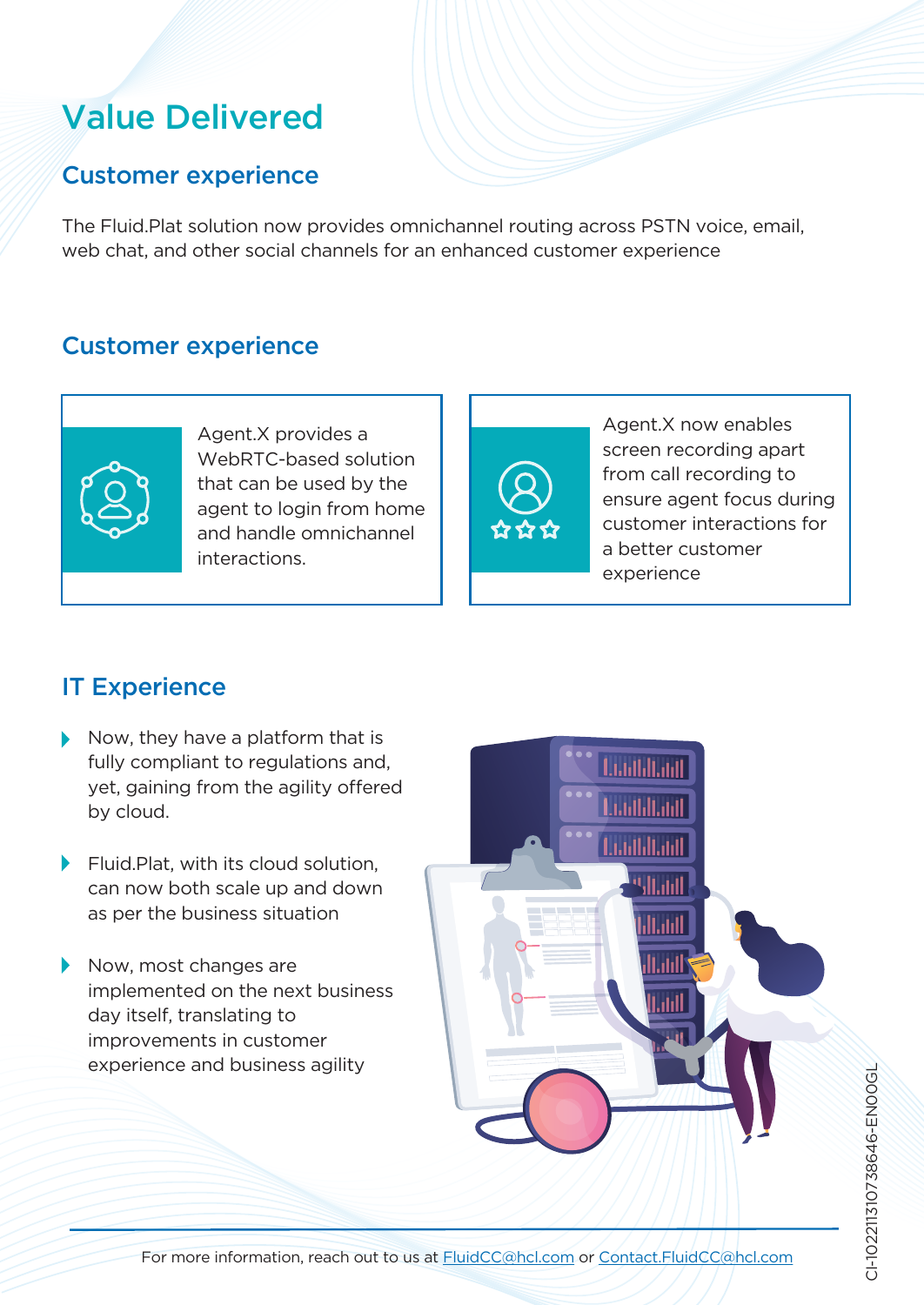# Value Delivered

## Customer experience

The Fluid.Plat solution now provides omnichannel routing across PSTN voice, email, web chat, and other social channels for an enhanced customer experience

## Customer experience

Agent.X provides a WebRTC-based solution that can be used by the agent to login from home and handle omnichannel interactions.

Agent.X now enables screen recording apart from call recording to ensure agent focus during customer interactions for a better customer experience

## IT Experience

- Now, they have a platform that is fully compliant to regulations and, yet, gaining from the agility offered by cloud.
- Fluid.Plat, with its cloud solution, can now both scale up and down as per the business situation
- Now, most changes are implemented on the next business day itself, translating to improvements in customer experience and business agility

For more information, reach out to us at FluidCC@hcl.com or Contact.FluidCC@hcl.com

CI-10221131073846-EN00GL